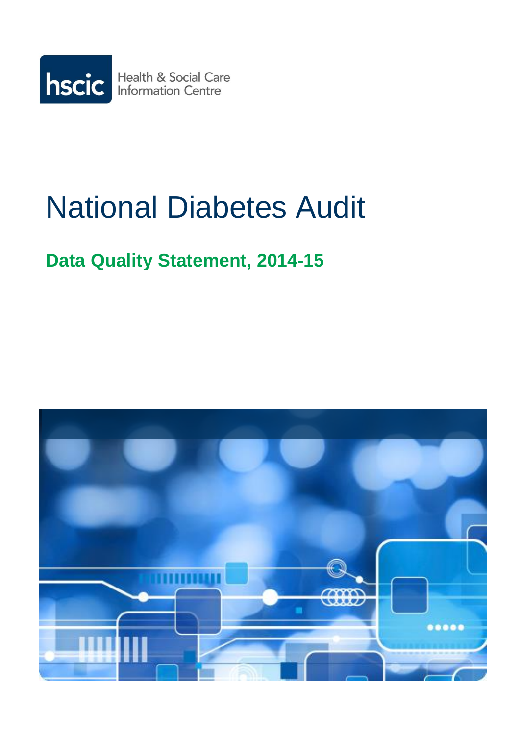hscic Health & Social Care Information Centre

# National Diabetes Audit

## Data Quality Statement, 2014-15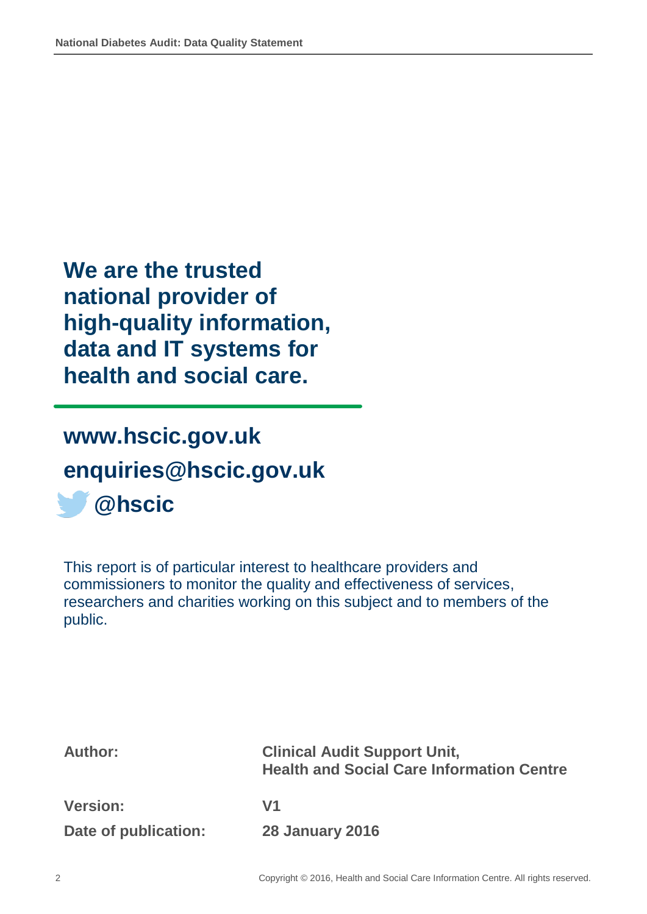**We are the trusted national provider of high-quality information, data and IT systems for health and social care.**

**www.hscic.gov.uk**

**enquiries@hscic.gov.uk**

**@hscic**

This report is of particular interest to healthcare providers and commissioners to monitor the quality and effectiveness of services, researchers and charities working on this subject and to members of the public.

| | |
|---|---|
| **Author:** | **Clinical Audit Support Unit, Health and Social Care Information Centre** |
| **Version:** | **V1** |
| **Date of publication:** | **28 January 2016** |

Copyright © 2016, Health and Social Care Information Centre. All rights reserved.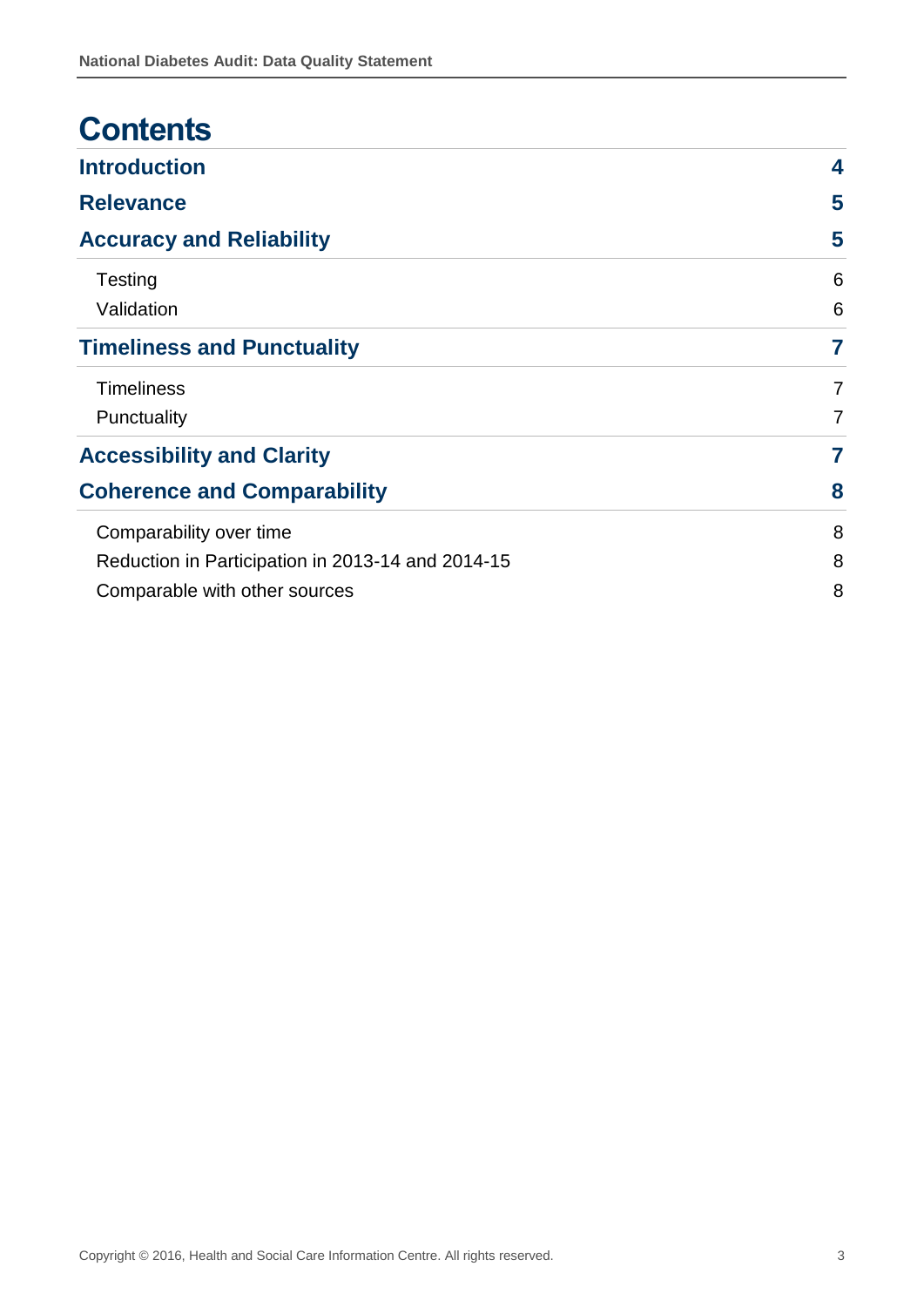# Contents

| | |
|---|---|
| **Introduction** | **4** |
| **Relevance** | **5** |
| **Accuracy and Reliability** | **5** |
| Testing | 6 |
| Validation | 6 |
| **Timeliness and Punctuality** | **7** |
| Timeliness | 7 |
| Punctuality | 7 |
| **Accessibility and Clarity** | **7** |
| **Coherence and Comparability** | **8** |
| Comparability over time | 8 |
| Reduction in Participation in 2013-14 and 2014-15 | 8 |
| Comparable with other sources | 8 |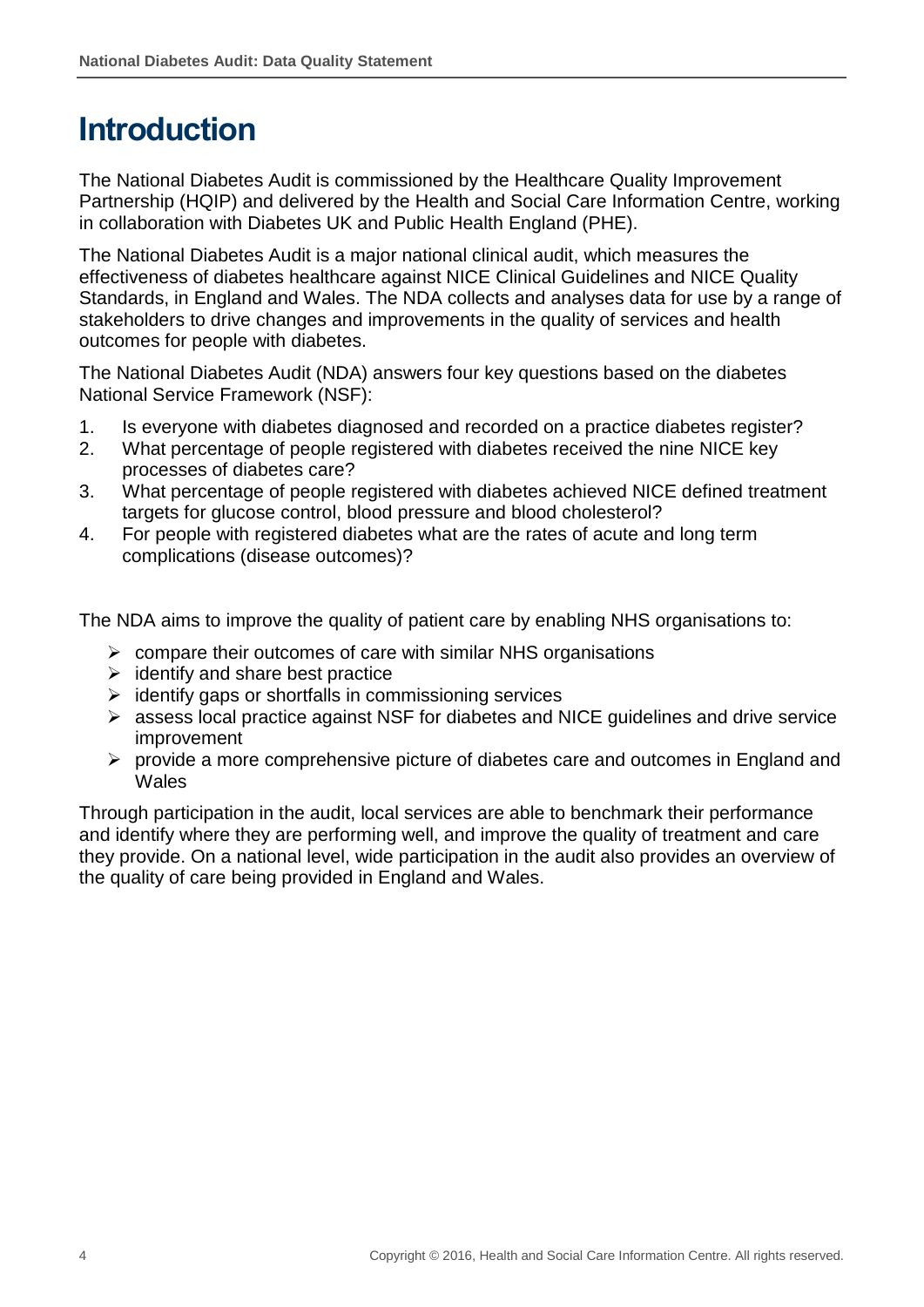# Introduction

The National Diabetes Audit is commissioned by the Healthcare Quality Improvement Partnership (HQIP) and delivered by the Health and Social Care Information Centre, working in collaboration with Diabetes UK and Public Health England (PHE).

The National Diabetes Audit is a major national clinical audit, which measures the effectiveness of diabetes healthcare against NICE Clinical Guidelines and NICE Quality Standards, in England and Wales. The NDA collects and analyses data for use by a range of stakeholders to drive changes and improvements in the quality of services and health outcomes for people with diabetes.

The National Diabetes Audit (NDA) answers four key questions based on the diabetes National Service Framework (NSF):

1. Is everyone with diabetes diagnosed and recorded on a practice diabetes register?
2. What percentage of people registered with diabetes received the nine NICE key processes of diabetes care?
3. What percentage of people registered with diabetes achieved NICE defined treatment targets for glucose control, blood pressure and blood cholesterol?
4. For people with registered diabetes what are the rates of acute and long term complications (disease outcomes)?

The NDA aims to improve the quality of patient care by enabling NHS organisations to:

- compare their outcomes of care with similar NHS organisations
- identify and share best practice
- identify gaps or shortfalls in commissioning services
- assess local practice against NSF for diabetes and NICE guidelines and drive service improvement
- provide a more comprehensive picture of diabetes care and outcomes in England and Wales

Through participation in the audit, local services are able to benchmark their performance and identify where they are performing well, and improve the quality of treatment and care they provide. On a national level, wide participation in the audit also provides an overview of the quality of care being provided in England and Wales.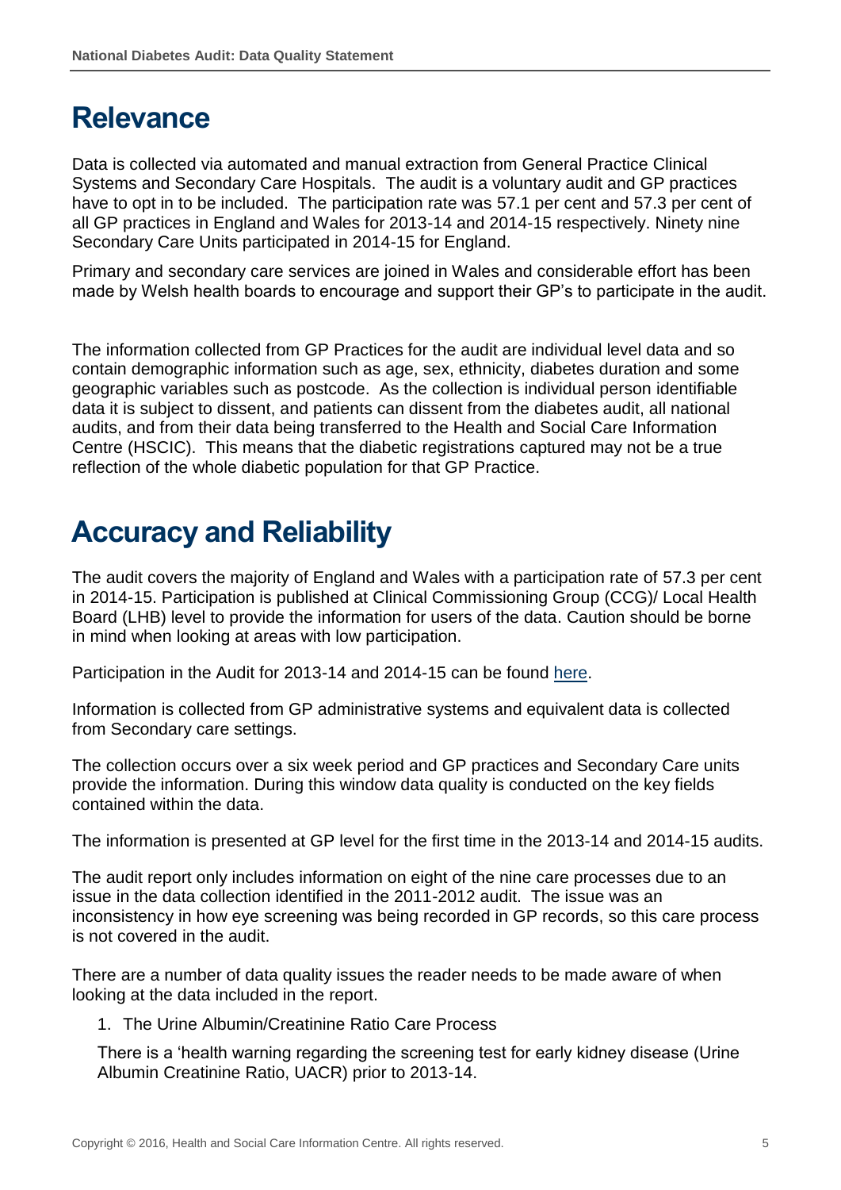# Relevance

Data is collected via automated and manual extraction from General Practice Clinical Systems and Secondary Care Hospitals. The audit is a voluntary audit and GP practices have to opt in to be included. The participation rate was 57.1 per cent and 57.3 per cent of all GP practices in England and Wales for 2013-14 and 2014-15 respectively. Ninety nine Secondary Care Units participated in 2014-15 for England.

Primary and secondary care services are joined in Wales and considerable effort has been made by Welsh health boards to encourage and support their GP's to participate in the audit.

The information collected from GP Practices for the audit are individual level data and so contain demographic information such as age, sex, ethnicity, diabetes duration and some geographic variables such as postcode. As the collection is individual person identifiable data it is subject to dissent, and patients can dissent from the diabetes audit, all national audits, and from their data being transferred to the Health and Social Care Information Centre (HSCIC). This means that the diabetic registrations captured may not be a true reflection of the whole diabetic population for that GP Practice.

# Accuracy and Reliability

The audit covers the majority of England and Wales with a participation rate of 57.3 per cent in 2014-15. Participation is published at Clinical Commissioning Group (CCG)/ Local Health Board (LHB) level to provide the information for users of the data. Caution should be borne in mind when looking at areas with low participation.

Participation in the Audit for 2013-14 and 2014-15 can be found here.

Information is collected from GP administrative systems and equivalent data is collected from Secondary care settings.

The collection occurs over a six week period and GP practices and Secondary Care units provide the information. During this window data quality is conducted on the key fields contained within the data.

The information is presented at GP level for the first time in the 2013-14 and 2014-15 audits.

The audit report only includes information on eight of the nine care processes due to an issue in the data collection identified in the 2011-2012 audit. The issue was an inconsistency in how eye screening was being recorded in GP records, so this care process is not covered in the audit.

There are a number of data quality issues the reader needs to be made aware of when looking at the data included in the report.

1. The Urine Albumin/Creatinine Ratio Care Process

   There is a 'health warning regarding the screening test for early kidney disease (Urine Albumin Creatinine Ratio, UACR) prior to 2013-14.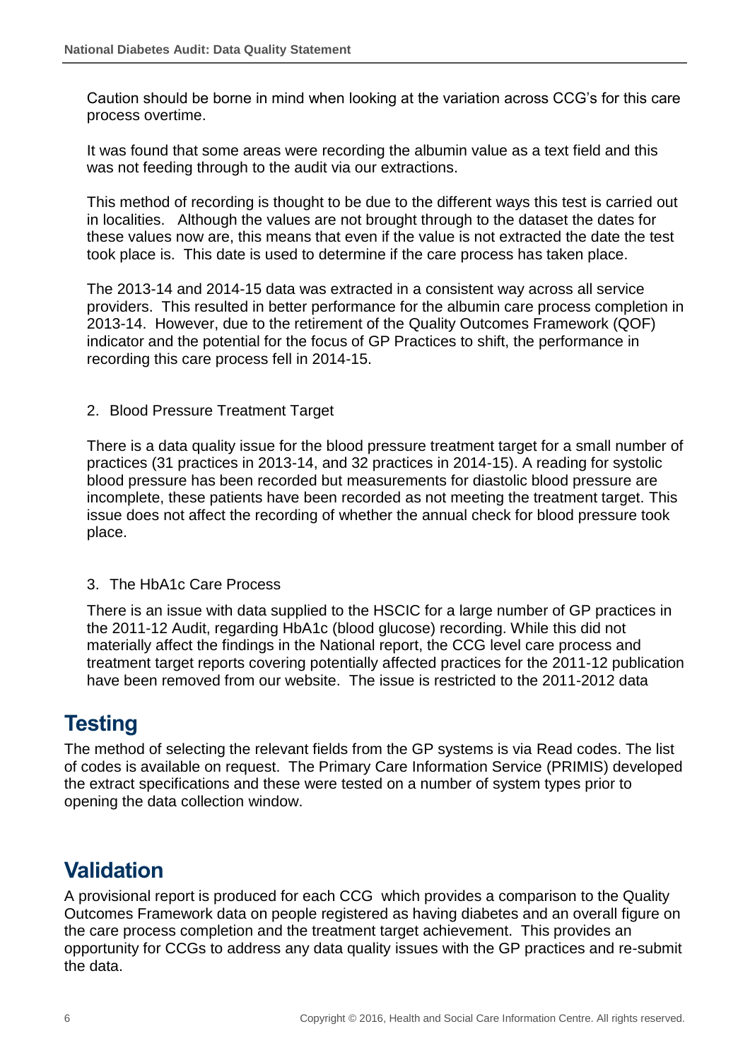Caution should be borne in mind when looking at the variation across CCG's for this care process overtime.

It was found that some areas were recording the albumin value as a text field and this was not feeding through to the audit via our extractions.

This method of recording is thought to be due to the different ways this test is carried out in localities. Although the values are not brought through to the dataset the dates for these values now are, this means that even if the value is not extracted the date the test took place is. This date is used to determine if the care process has taken place.

The 2013-14 and 2014-15 data was extracted in a consistent way across all service providers. This resulted in better performance for the albumin care process completion in 2013-14. However, due to the retirement of the Quality Outcomes Framework (QOF) indicator and the potential for the focus of GP Practices to shift, the performance in recording this care process fell in 2014-15.

2. Blood Pressure Treatment Target

There is a data quality issue for the blood pressure treatment target for a small number of practices (31 practices in 2013-14, and 32 practices in 2014-15). A reading for systolic blood pressure has been recorded but measurements for diastolic blood pressure are incomplete, these patients have been recorded as not meeting the treatment target. This issue does not affect the recording of whether the annual check for blood pressure took place.

3. The HbA1c Care Process

There is an issue with data supplied to the HSCIC for a large number of GP practices in the 2011-12 Audit, regarding HbA1c (blood glucose) recording. While this did not materially affect the findings in the National report, the CCG level care process and treatment target reports covering potentially affected practices for the 2011-12 publication have been removed from our website. The issue is restricted to the 2011-2012 data

## Testing

The method of selecting the relevant fields from the GP systems is via Read codes. The list of codes is available on request. The Primary Care Information Service (PRIMIS) developed the extract specifications and these were tested on a number of system types prior to opening the data collection window.

## Validation

A provisional report is produced for each CCG which provides a comparison to the Quality Outcomes Framework data on people registered as having diabetes and an overall figure on the care process completion and the treatment target achievement. This provides an opportunity for CCGs to address any data quality issues with the GP practices and re-submit the data.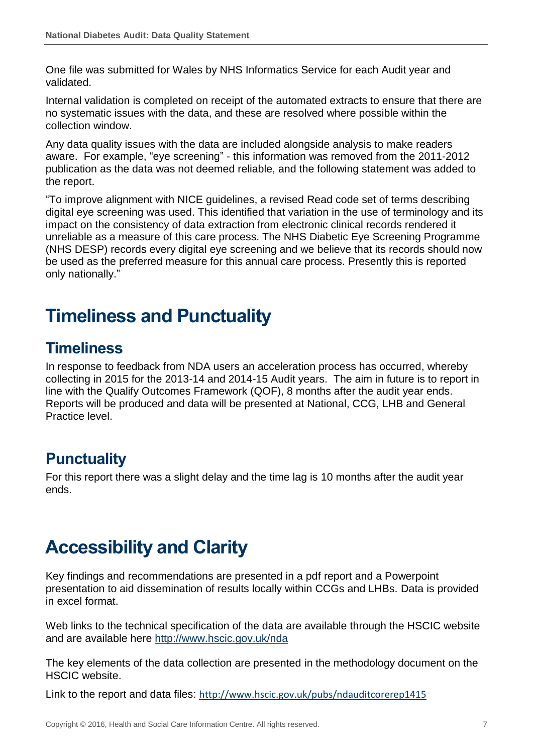One file was submitted for Wales by NHS Informatics Service for each Audit year and validated.

Internal validation is completed on receipt of the automated extracts to ensure that there are no systematic issues with the data, and these are resolved where possible within the collection window.

Any data quality issues with the data are included alongside analysis to make readers aware. For example, "eye screening" - this information was removed from the 2011-2012 publication as the data was not deemed reliable, and the following statement was added to the report.

"To improve alignment with NICE guidelines, a revised Read code set of terms describing digital eye screening was used. This identified that variation in the use of terminology and its impact on the consistency of data extraction from electronic clinical records rendered it unreliable as a measure of this care process. The NHS Diabetic Eye Screening Programme (NHS DESP) records every digital eye screening and we believe that its records should now be used as the preferred measure for this annual care process. Presently this is reported only nationally."

# Timeliness and Punctuality

## Timeliness

In response to feedback from NDA users an acceleration process has occurred, whereby collecting in 2015 for the 2013-14 and 2014-15 Audit years. The aim in future is to report in line with the Qualify Outcomes Framework (QOF), 8 months after the audit year ends. Reports will be produced and data will be presented at National, CCG, LHB and General Practice level.

## Punctuality

For this report there was a slight delay and the time lag is 10 months after the audit year ends.

# Accessibility and Clarity

Key findings and recommendations are presented in a pdf report and a Powerpoint presentation to aid dissemination of results locally within CCGs and LHBs. Data is provided in excel format.

Web links to the technical specification of the data are available through the HSCIC website and are available here http://www.hscic.gov.uk/nda

The key elements of the data collection are presented in the methodology document on the HSCIC website.

Link to the report and data files: http://www.hscic.gov.uk/pubs/ndauditcorerep1415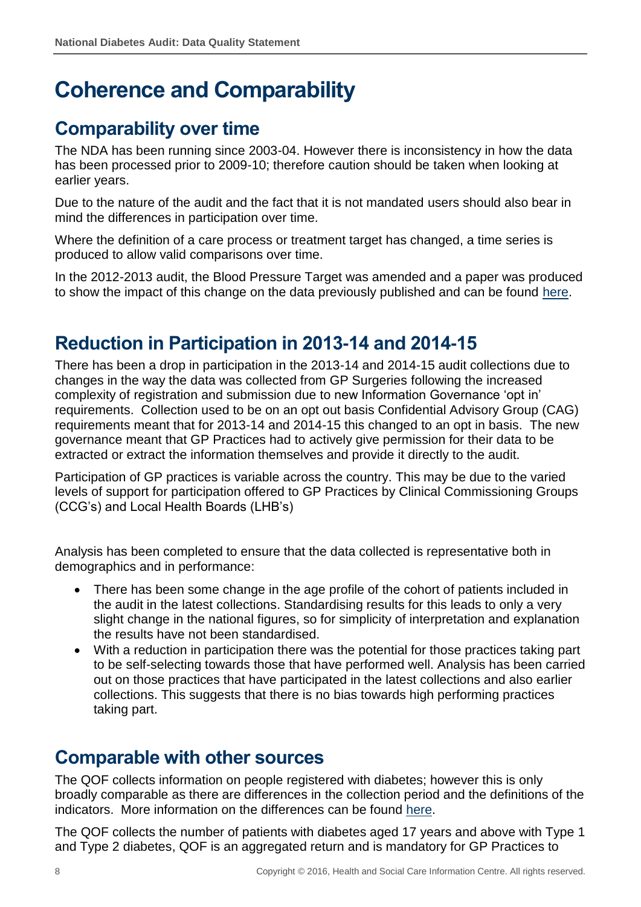# Coherence and Comparability

## Comparability over time

The NDA has been running since 2003-04. However there is inconsistency in how the data has been processed prior to 2009-10; therefore caution should be taken when looking at earlier years.

Due to the nature of the audit and the fact that it is not mandated users should also bear in mind the differences in participation over time.

Where the definition of a care process or treatment target has changed, a time series is produced to allow valid comparisons over time.

In the 2012-2013 audit, the Blood Pressure Target was amended and a paper was produced to show the impact of this change on the data previously published and can be found here.

## Reduction in Participation in 2013-14 and 2014-15

There has been a drop in participation in the 2013-14 and 2014-15 audit collections due to changes in the way the data was collected from GP Surgeries following the increased complexity of registration and submission due to new Information Governance 'opt in' requirements. Collection used to be on an opt out basis Confidential Advisory Group (CAG) requirements meant that for 2013-14 and 2014-15 this changed to an opt in basis. The new governance meant that GP Practices had to actively give permission for their data to be extracted or extract the information themselves and provide it directly to the audit.

Participation of GP practices is variable across the country. This may be due to the varied levels of support for participation offered to GP Practices by Clinical Commissioning Groups (CCG's) and Local Health Boards (LHB's)

Analysis has been completed to ensure that the data collected is representative both in demographics and in performance:

- There has been some change in the age profile of the cohort of patients included in the audit in the latest collections. Standardising results for this leads to only a very slight change in the national figures, so for simplicity of interpretation and explanation the results have not been standardised.
- With a reduction in participation there was the potential for those practices taking part to be self-selecting towards those that have performed well. Analysis has been carried out on those practices that have participated in the latest collections and also earlier collections. This suggests that there is no bias towards high performing practices taking part.

## Comparable with other sources

The QOF collects information on people registered with diabetes; however this is only broadly comparable as there are differences in the collection period and the definitions of the indicators. More information on the differences can be found here.

The QOF collects the number of patients with diabetes aged 17 years and above with Type 1 and Type 2 diabetes, QOF is an aggregated return and is mandatory for GP Practices to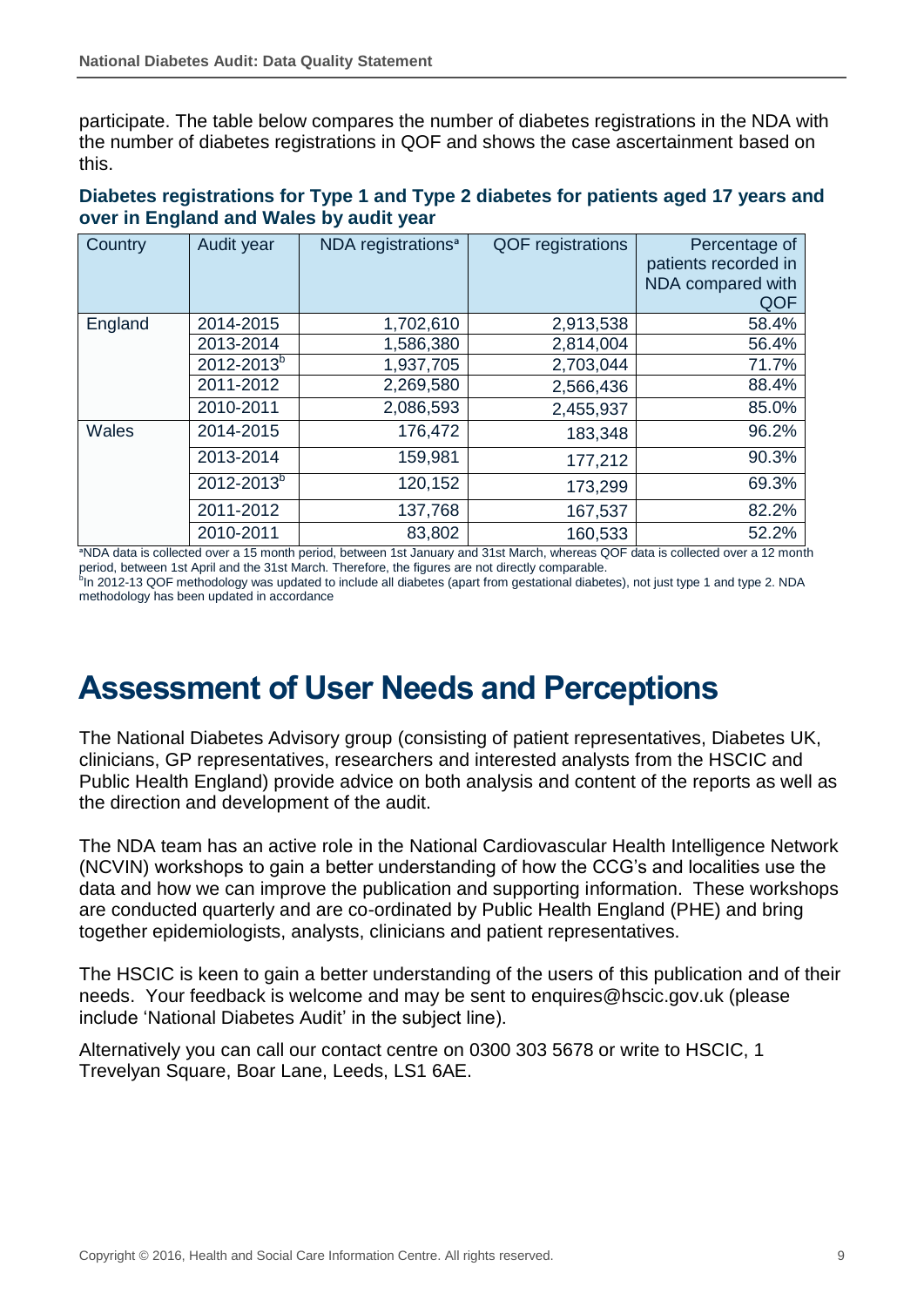participate. The table below compares the number of diabetes registrations in the NDA with the number of diabetes registrations in QOF and shows the case ascertainment based on this.

**Diabetes registrations for Type 1 and Type 2 diabetes for patients aged 17 years and over in England and Wales by audit year**

| Country | Audit year | NDA registrations[a] | QOF registrations | Percentage of patients recorded in NDA compared with QOF |
|---|---|---|---|---|
| England | 2014-2015 | 1,702,610 | 2,913,538 | 58.4% |
| | 2013-2014 | 1,586,380 | 2,814,004 | 56.4% |
| | 2012-2013[b] | 1,937,705 | 2,703,044 | 71.7% |
| | 2011-2012 | 2,269,580 | 2,566,436 | 88.4% |
| | 2010-2011 | 2,086,593 | 2,455,937 | 85.0% |
| Wales | 2014-2015 | 176,472 | 183,348 | 96.2% |
| | 2013-2014 | 159,981 | 177,212 | 90.3% |
| | 2012-2013[b] | 120,152 | 173,299 | 69.3% |
| | 2011-2012 | 137,768 | 167,537 | 82.2% |
| | 2010-2011 | 83,802 | 160,533 | 52.2% |

[a]NDA data is collected over a 15 month period, between 1st January and 31st March, whereas QOF data is collected over a 12 month period, between 1st April and the 31st March. Therefore, the figures are not directly comparable.
[b]In 2012-13 QOF methodology was updated to include all diabetes (apart from gestational diabetes), not just type 1 and type 2. NDA methodology has been updated in accordance

# Assessment of User Needs and Perceptions

The National Diabetes Advisory group (consisting of patient representatives, Diabetes UK, clinicians, GP representatives, researchers and interested analysts from the HSCIC and Public Health England) provide advice on both analysis and content of the reports as well as the direction and development of the audit.

The NDA team has an active role in the National Cardiovascular Health Intelligence Network (NCVIN) workshops to gain a better understanding of how the CCG's and localities use the data and how we can improve the publication and supporting information. These workshops are conducted quarterly and are co-ordinated by Public Health England (PHE) and bring together epidemiologists, analysts, clinicians and patient representatives.

The HSCIC is keen to gain a better understanding of the users of this publication and of their needs. Your feedback is welcome and may be sent to enquires@hscic.gov.uk (please include 'National Diabetes Audit' in the subject line).

Alternatively you can call our contact centre on 0300 303 5678 or write to HSCIC, 1 Trevelyan Square, Boar Lane, Leeds, LS1 6AE.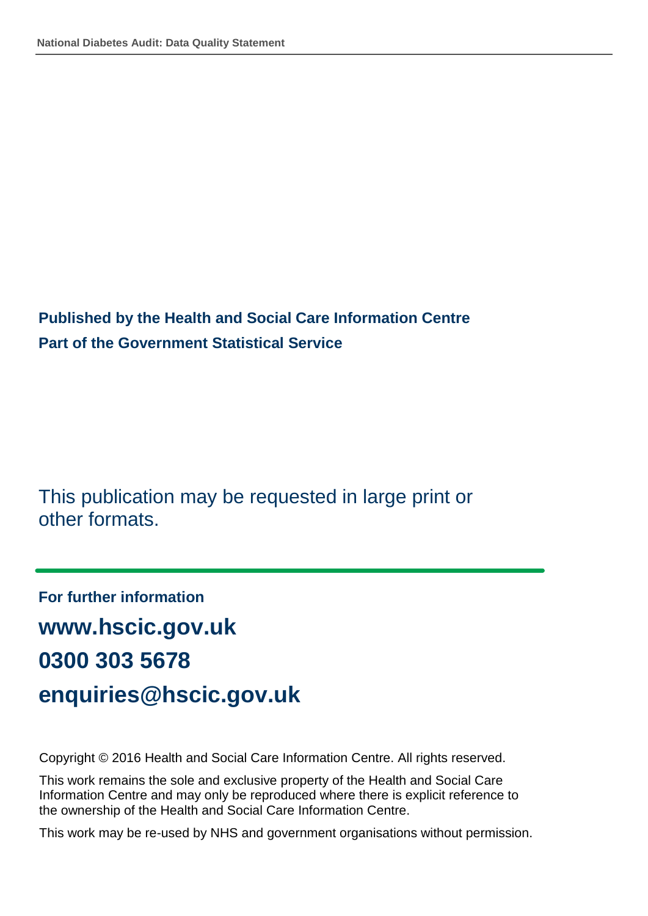**Published by the Health and Social Care Information Centre**

**Part of the Government Statistical Service**

This publication may be requested in large print or other formats.

**For further information**

**www.hscic.gov.uk**

**0300 303 5678**

**enquiries@hscic.gov.uk**

Copyright © 2016 Health and Social Care Information Centre. All rights reserved.

This work remains the sole and exclusive property of the Health and Social Care Information Centre and may only be reproduced where there is explicit reference to the ownership of the Health and Social Care Information Centre.

This work may be re-used by NHS and government organisations without permission.